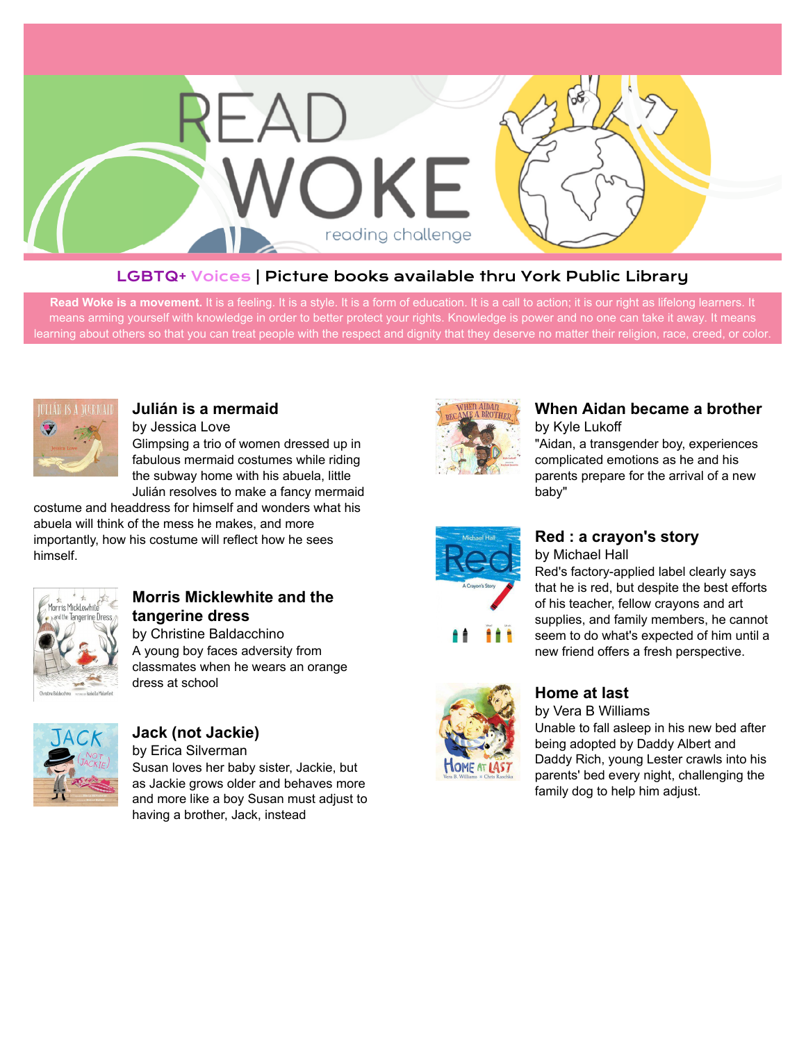# READ WOKE

reading challenge

## LGBTQ+ Voices | Picture books available thru York Public Library

**Read Woke is a movement.** It is a feeling. It is a style. It is a form of education. It is a call to action; it is our right as lifelong learners. It means arming yourself with knowledge in order to better protect your rights. Knowledge is power and no one can take it away. It means learning about others so that you can treat people with the respect and dignity that they deserve no matter their religion, race, creed, or color.

### Julián is a mermaid

by Jessica Love

Glimpsing a trio of women dressed up in fabulous mermaid costumes while riding the subway home with his abuela, little Julián resolves to make a fancy mermaid costume and headdress for himself and wonders what his abuela will think of the mess he makes, and more importantly, how his costume will reflect how he sees himself.

### Morris Micklewhite and the tangerine dress

by Christine Baldacchino

A young boy faces adversity from classmates when he wears an orange dress at school

### Jack (not Jackie)

by Erica Silverman

Susan loves her baby sister, Jackie, but as Jackie grows older and behaves more and more like a boy Susan must adjust to having a brother, Jack, instead

### When Aidan became a brother

by Kyle Lukoff

"Aidan, a transgender boy, experiences complicated emotions as he and his parents prepare for the arrival of a new baby"

### Red : a crayon's story

by Michael Hall

Red's factory-applied label clearly says that he is red, but despite the best efforts of his teacher, fellow crayons and art supplies, and family members, he cannot seem to do what's expected of him until a new friend offers a fresh perspective.

### Home at last

by Vera B Williams

Unable to fall asleep in his new bed after being adopted by Daddy Albert and Daddy Rich, young Lester crawls into his parents' bed every night, challenging the family dog to help him adjust.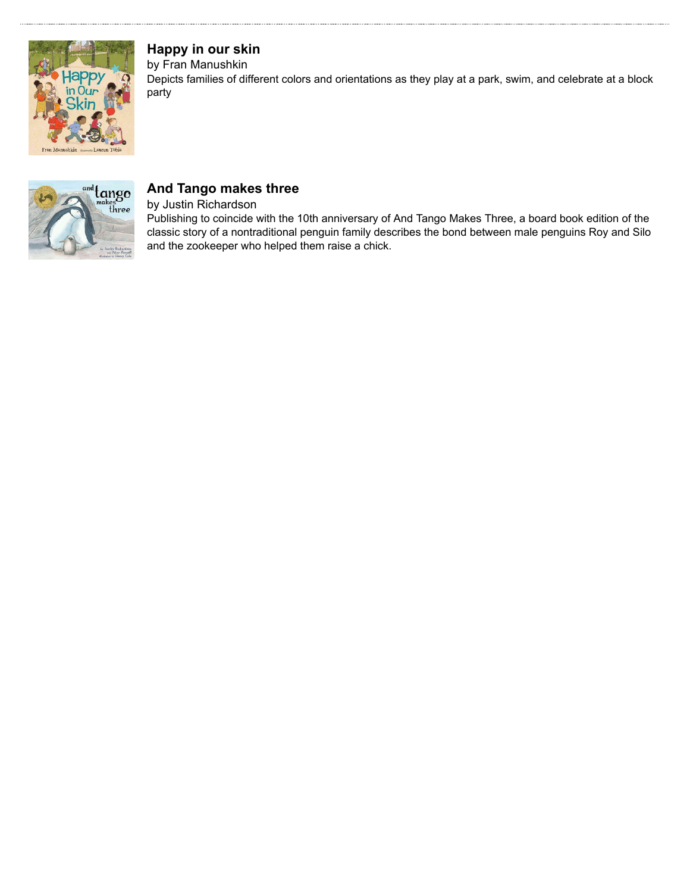## Happy in our skin

by Fran Manushkin

Depicts families of different colors and orientations as they play at a park, swim, and celebrate at a block party

## And Tango makes three

by Justin Richardson

Publishing to coincide with the 10th anniversary of And Tango Makes Three, a board book edition of the classic story of a nontraditional penguin family describes the bond between male penguins Roy and Silo and the zookeeper who helped them raise a chick.